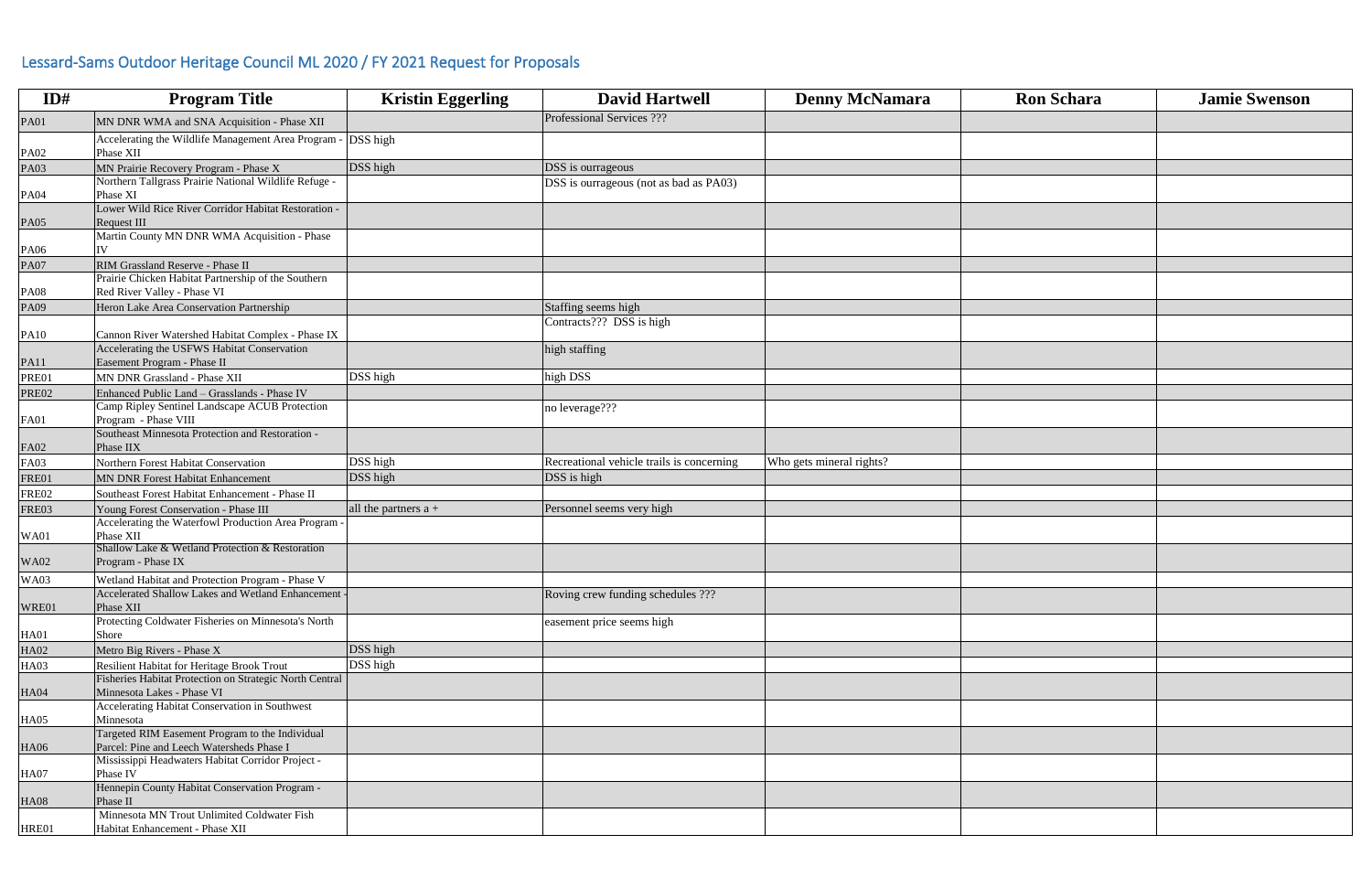# Lessard-Sams Outdoor Heritage Council ML 2020 / FY 2021 Request for Proposals

| ID# | Program Title | Kristin Eggerling | David Hartwell | Denny McNamara | Ron Schara | Jamie Swenson |
|---|---|---|---|---|---|---|
| PA01 | MN DNR WMA and SNA Acquisition - Phase XII | | Professional Services ??? | | | |
| PA02 | Accelerating the Wildlife Management Area Program - Phase XII | DSS high | | | | |
| PA03 | MN Prairie Recovery Program - Phase X | DSS high | DSS is ourrageous | | | |
| PA04 | Northern Tallgrass Prairie National Wildlife Refuge - Phase XI | | DSS is ourrageous (not as bad as PA03) | | | |
| PA05 | Lower Wild Rice River Corridor Habitat Restoration - Request III | | | | | |
| PA06 | Martin County MN DNR WMA Acquisition - Phase IV | | | | | |
| PA07 | RIM Grassland Reserve - Phase II | | | | | |
| PA08 | Prairie Chicken Habitat Partnership of the Southern Red River Valley - Phase VI | | | | | |
| PA09 | Heron Lake Area Conservation Partnership | | Staffing seems high | | | |
| PA10 | Cannon River Watershed Habitat Complex - Phase IX | | Contracts??? DSS is high | | | |
| PA11 | Accelerating the USFWS Habitat Conservation Easement Program - Phase II | | high staffing | | | |
| PRE01 | MN DNR Grassland - Phase XII | DSS high | high DSS | | | |
| PRE02 | Enhanced Public Land – Grasslands - Phase IV | | | | | |
| FA01 | Camp Ripley Sentinel Landscape ACUB Protection Program - Phase VIII | | no leverage??? | | | |
| FA02 | Southeast Minnesota Protection and Restoration - Phase IIX | | | | | |
| FA03 | Northern Forest Habitat Conservation | DSS high | Recreational vehicle trails is concerning | Who gets mineral rights? | | |
| FRE01 | MN DNR Forest Habitat Enhancement | DSS high | DSS is high | | | |
| FRE02 | Southeast Forest Habitat Enhancement - Phase II | | | | | |
| FRE03 | Young Forest Conservation - Phase III | all the partners a + | Personnel seems very high | | | |
| WA01 | Accelerating the Waterfowl Production Area Program - Phase XII | | | | | |
| WA02 | Shallow Lake & Wetland Protection & Restoration Program - Phase IX | | | | | |
| WA03 | Wetland Habitat and Protection Program - Phase V | | | | | |
| WRE01 | Accelerated Shallow Lakes and Wetland Enhancement - Phase XII | | Roving crew funding schedules ??? | | | |
| HA01 | Protecting Coldwater Fisheries on Minnesota's North Shore | | easement price seems high | | | |
| HA02 | Metro Big Rivers - Phase X | DSS high | | | | |
| HA03 | Resilient Habitat for Heritage Brook Trout | DSS high | | | | |
| HA04 | Fisheries Habitat Protection on Strategic North Central Minnesota Lakes - Phase VI | | | | | |
| HA05 | Accelerating Habitat Conservation in Southwest Minnesota | | | | | |
| HA06 | Targeted RIM Easement Program to the Individual Parcel: Pine and Leech Watersheds Phase I | | | | | |
| HA07 | Mississippi Headwaters Habitat Corridor Project - Phase IV | | | | | |
| HA08 | Hennepin County Habitat Conservation Program - Phase II | | | | | |
| HRE01 | Minnesota MN Trout Unlimited Coldwater Fish Habitat Enhancement - Phase XII | | | | | |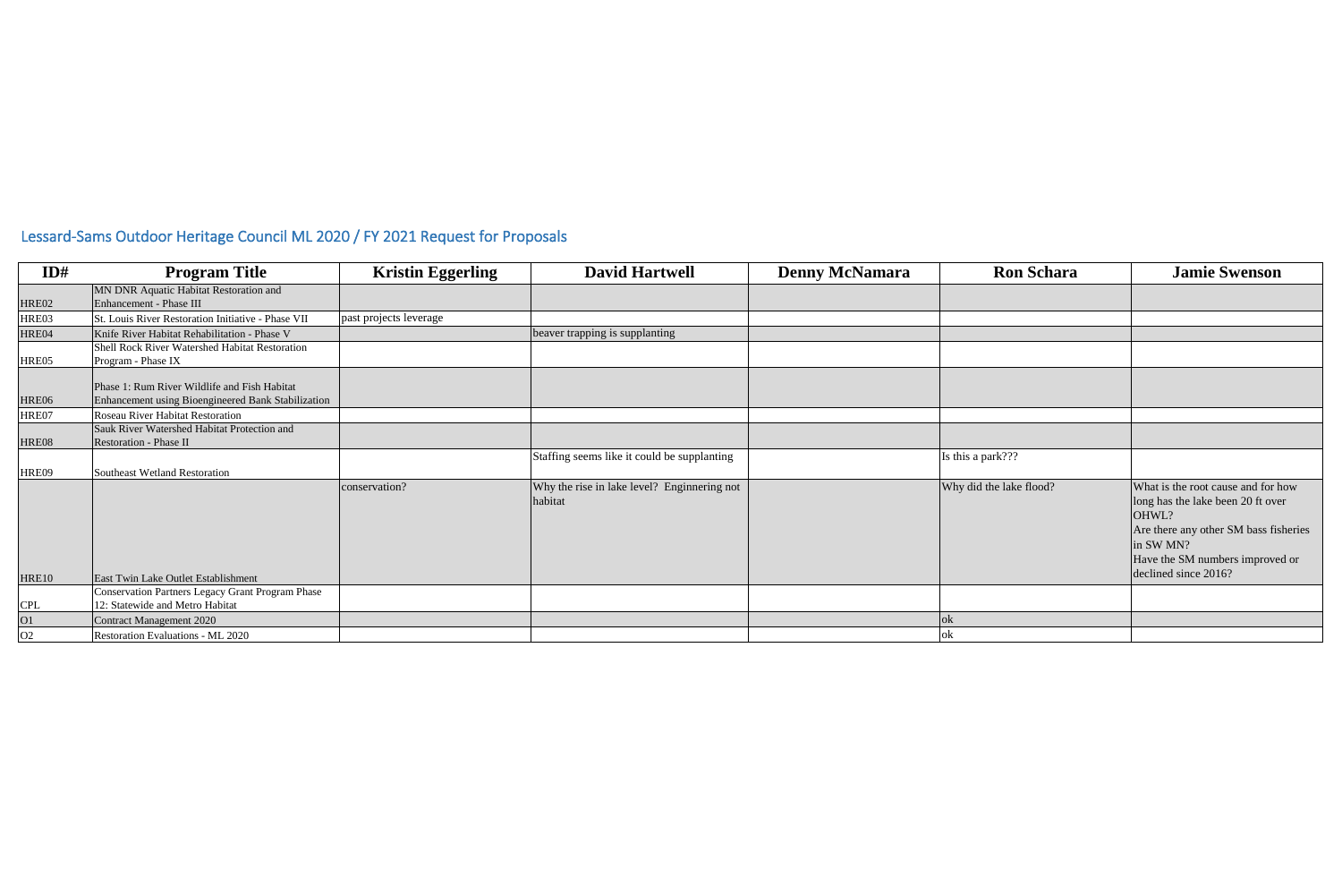## Lessard-Sams Outdoor Heritage Council ML 2020 / FY 2021 Request for Proposals

| ID# | Program Title | Kristin Eggerling | David Hartwell | Denny McNamara | Ron Schara | Jamie Swenson |
|---|---|---|---|---|---|---|
| HRE02 | MN DNR Aquatic Habitat Restoration and Enhancement - Phase III | | | | | |
| HRE03 | St. Louis River Restoration Initiative - Phase VII | past projects leverage | | | | |
| HRE04 | Knife River Habitat Rehabilitation - Phase V | | beaver trapping is supplanting | | | |
| HRE05 | Shell Rock River Watershed Habitat Restoration Program - Phase IX | | | | | |
| HRE06 | Phase 1: Rum River Wildlife and Fish Habitat Enhancement using Bioengineered Bank Stabilization | | | | | |
| HRE07 | Roseau River Habitat Restoration | | | | | |
| HRE08 | Sauk River Watershed Habitat Protection and Restoration - Phase II | | | | | |
| HRE09 | Southeast Wetland Restoration | | Staffing seems like it could be supplanting | | Is this a park??? | |
| HRE10 | East Twin Lake Outlet Establishment | conservation? | Why the rise in lake level? Enginnering not habitat | | Why did the lake flood? | What is the root cause and for how long has the lake been 20 ft over OHWL?<br>Are there any other SM bass fisheries in SW MN?<br>Have the SM numbers improved or declined since 2016? |
| CPL | Conservation Partners Legacy Grant Program Phase 12: Statewide and Metro Habitat | | | | | |
| O1 | Contract Management 2020 | | | | ok | |
| O2 | Restoration Evaluations - ML 2020 | | | | ok | |